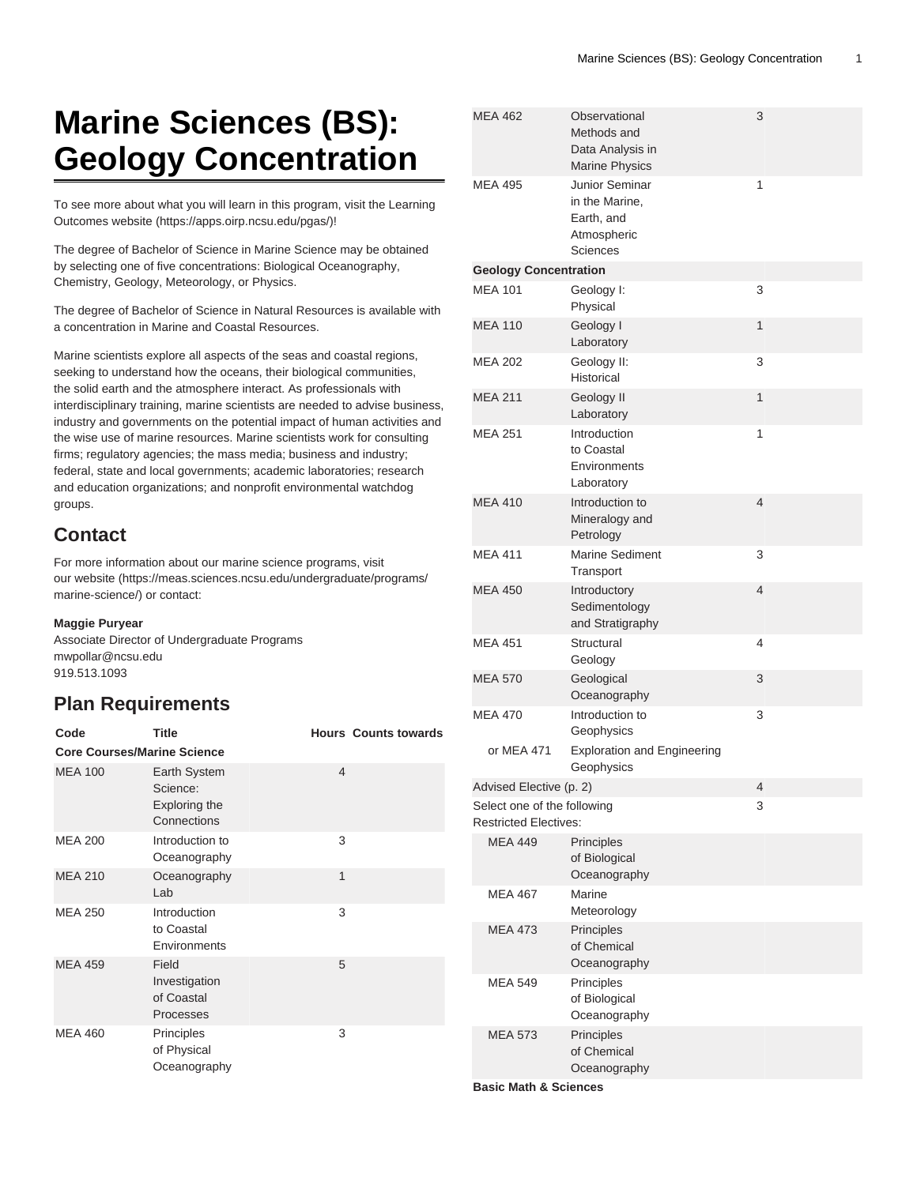# Marine Sciences (BS): Geology Concentration

To see more about what you will learn in this program, visit the Learning Outcomes website (https://apps.oirp.ncsu.edu/pgas/)!

The degree of Bachelor of Science in Marine Science may be obtained by selecting one of five concentrations: Biological Oceanography, Chemistry, Geology, Meteorology, or Physics.

The degree of Bachelor of Science in Natural Resources is available with a concentration in Marine and Coastal Resources.

Marine scientists explore all aspects of the seas and coastal regions, seeking to understand how the oceans, their biological communities, the solid earth and the atmosphere interact. As professionals with interdisciplinary training, marine scientists are needed to advise business, industry and governments on the potential impact of human activities and the wise use of marine resources. Marine scientists work for consulting firms; regulatory agencies; the mass media; business and industry; federal, state and local governments; academic laboratories; research and education organizations; and nonprofit environmental watchdog groups.

## Contact

For more information about our marine science programs, visit our website (https://meas.sciences.ncsu.edu/undergraduate/programs/marine-science/) or contact:

**Maggie Puryear**
Associate Director of Undergraduate Programs
mwpollar@ncsu.edu
919.513.1093

## Plan Requirements

| Code | Title | Hours | Counts towards |
|---|---|---|---|
| **Core Courses/Marine Science** | | | |
| MEA 100 | Earth System Science: Exploring the Connections | 4 | |
| MEA 200 | Introduction to Oceanography | 3 | |
| MEA 210 | Oceanography Lab | 1 | |
| MEA 250 | Introduction to Coastal Environments | 3 | |
| MEA 459 | Field Investigation of Coastal Processes | 5 | |
| MEA 460 | Principles of Physical Oceanography | 3 | |
| MEA 462 | Observational Methods and Data Analysis in Marine Physics | 3 | |
| MEA 495 | Junior Seminar in the Marine, Earth, and Atmospheric Sciences | 1 | |
| **Geology Concentration** | | | |
| MEA 101 | Geology I: Physical | 3 | |
| MEA 110 | Geology I Laboratory | 1 | |
| MEA 202 | Geology II: Historical | 3 | |
| MEA 211 | Geology II Laboratory | 1 | |
| MEA 251 | Introduction to Coastal Environments Laboratory | 1 | |
| MEA 410 | Introduction to Mineralogy and Petrology | 4 | |
| MEA 411 | Marine Sediment Transport | 3 | |
| MEA 450 | Introductory Sedimentology and Stratigraphy | 4 | |
| MEA 451 | Structural Geology | 4 | |
| MEA 570 | Geological Oceanography | 3 | |
| MEA 470 | Introduction to Geophysics | 3 | |
| or MEA 471 | Exploration and Engineering Geophysics | | |
| Advised Elective (p. 2) | | 4 | |
| Select one of the following Restricted Electives: | | 3 | |
| MEA 449 | Principles of Biological Oceanography | | |
| MEA 467 | Marine Meteorology | | |
| MEA 473 | Principles of Chemical Oceanography | | |
| MEA 549 | Principles of Biological Oceanography | | |
| MEA 573 | Principles of Chemical Oceanography | | |
| **Basic Math & Sciences** | | | |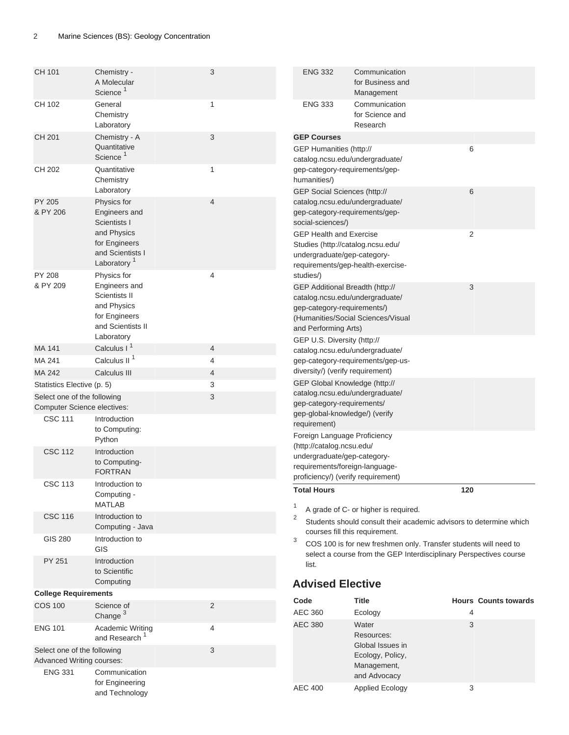| | | |
|---|---|---|
| CH 101 | Chemistry - A Molecular Science [1] | 3 |
| CH 102 | General Chemistry Laboratory | 1 |
| CH 201 | Chemistry - A Quantitative Science [1] | 3 |
| CH 202 | Quantitative Chemistry Laboratory | 1 |
| PY 205 & PY 206 | Physics for Engineers and Scientists I and Physics for Engineers and Scientists I Laboratory [1] | 4 |
| PY 208 & PY 209 | Physics for Engineers and Scientists II and Physics for Engineers and Scientists II Laboratory | 4 |
| MA 141 | Calculus I [1] | 4 |
| MA 241 | Calculus II [1] | 4 |
| MA 242 | Calculus III | 4 |
| Statistics Elective (p. 5) | | 3 |
| Select one of the following Computer Science electives: | | 3 |
| CSC 111 | Introduction to Computing: Python | |
| CSC 112 | Introduction to Computing-FORTRAN | |
| CSC 113 | Introduction to Computing - MATLAB | |
| CSC 116 | Introduction to Computing - Java | |
| GIS 280 | Introduction to GIS | |
| PY 251 | Introduction to Scientific Computing | |
| **College Requirements** | | |
| COS 100 | Science of Change [3] | 2 |
| ENG 101 | Academic Writing and Research [1] | 4 |
| Select one of the following Advanced Writing courses: | | 3 |
| ENG 331 | Communication for Engineering and Technology | |
| ENG 332 | Communication for Business and Management | |
| ENG 333 | Communication for Science and Research | |
| **GEP Courses** | | |
| GEP Humanities (http://catalog.ncsu.edu/undergraduate/gep-category-requirements/gep-humanities/) | | 6 |
| GEP Social Sciences (http://catalog.ncsu.edu/undergraduate/gep-category-requirements/gep-social-sciences/) | | 6 |
| GEP Health and Exercise Studies (http://catalog.ncsu.edu/undergraduate/gep-category-requirements/gep-health-exercise-studies/) | | 2 |
| GEP Additional Breadth (http://catalog.ncsu.edu/undergraduate/gep-category-requirements/) (Humanities/Social Sciences/Visual and Performing Arts) | | 3 |
| GEP U.S. Diversity (http://catalog.ncsu.edu/undergraduate/gep-category-requirements/gep-us-diversity/) (verify requirement) | | |
| GEP Global Knowledge (http://catalog.ncsu.edu/undergraduate/gep-category-requirements/gep-global-knowledge/) (verify requirement) | | |
| Foreign Language Proficiency (http://catalog.ncsu.edu/undergraduate/gep-category-requirements/foreign-language-proficiency/) (verify requirement) | | |
| **Total Hours** | | **120** |

1. A grade of C- or higher is required.
2. Students should consult their academic advisors to determine which courses fill this requirement.
3. COS 100 is for new freshmen only. Transfer students will need to select a course from the GEP Interdisciplinary Perspectives course list.

## Advised Elective

| Code | Title | Hours | Counts towards |
|---|---|---|---|
| AEC 360 | Ecology | 4 | |
| AEC 380 | Water Resources: Global Issues in Ecology, Policy, Management, and Advocacy | 3 | |
| AEC 400 | Applied Ecology | 3 | |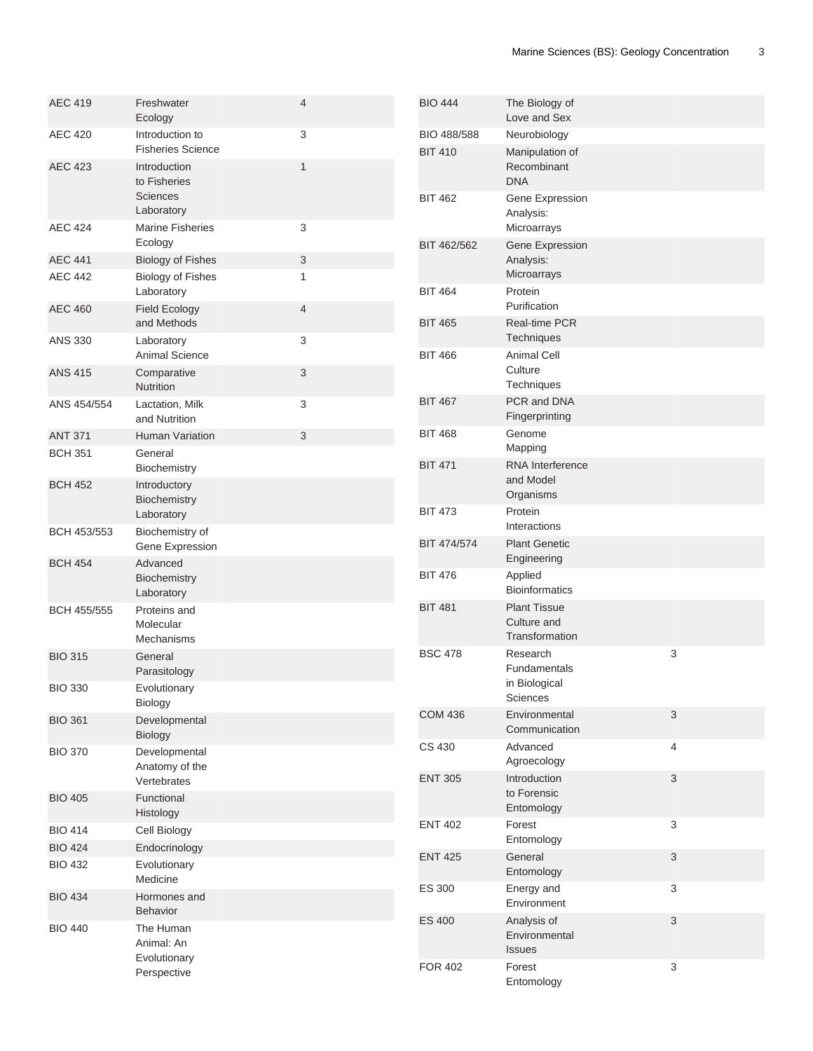| | | |
|---|---|---|
| AEC 419 | Freshwater Ecology | 4 |
| AEC 420 | Introduction to Fisheries Science | 3 |
| AEC 423 | Introduction to Fisheries Sciences Laboratory | 1 |
| AEC 424 | Marine Fisheries Ecology | 3 |
| AEC 441 | Biology of Fishes | 3 |
| AEC 442 | Biology of Fishes Laboratory | 1 |
| AEC 460 | Field Ecology and Methods | 4 |
| ANS 330 | Laboratory Animal Science | 3 |
| ANS 415 | Comparative Nutrition | 3 |
| ANS 454/554 | Lactation, Milk and Nutrition | 3 |
| ANT 371 | Human Variation | 3 |
| BCH 351 | General Biochemistry | |
| BCH 452 | Introductory Biochemistry Laboratory | |
| BCH 453/553 | Biochemistry of Gene Expression | |
| BCH 454 | Advanced Biochemistry Laboratory | |
| BCH 455/555 | Proteins and Molecular Mechanisms | |
| BIO 315 | General Parasitology | |
| BIO 330 | Evolutionary Biology | |
| BIO 361 | Developmental Biology | |
| BIO 370 | Developmental Anatomy of the Vertebrates | |
| BIO 405 | Functional Histology | |
| BIO 414 | Cell Biology | |
| BIO 424 | Endocrinology | |
| BIO 432 | Evolutionary Medicine | |
| BIO 434 | Hormones and Behavior | |
| BIO 440 | The Human Animal: An Evolutionary Perspective | |
| BIO 444 | The Biology of Love and Sex | |
| BIO 488/588 | Neurobiology | |
| BIT 410 | Manipulation of Recombinant DNA | |
| BIT 462 | Gene Expression Analysis: Microarrays | |
| BIT 462/562 | Gene Expression Analysis: Microarrays | |
| BIT 464 | Protein Purification | |
| BIT 465 | Real-time PCR Techniques | |
| BIT 466 | Animal Cell Culture Techniques | |
| BIT 467 | PCR and DNA Fingerprinting | |
| BIT 468 | Genome Mapping | |
| BIT 471 | RNA Interference and Model Organisms | |
| BIT 473 | Protein Interactions | |
| BIT 474/574 | Plant Genetic Engineering | |
| BIT 476 | Applied Bioinformatics | |
| BIT 481 | Plant Tissue Culture and Transformation | |
| BSC 478 | Research Fundamentals in Biological Sciences | 3 |
| COM 436 | Environmental Communication | 3 |
| CS 430 | Advanced Agroecology | 4 |
| ENT 305 | Introduction to Forensic Entomology | 3 |
| ENT 402 | Forest Entomology | 3 |
| ENT 425 | General Entomology | 3 |
| ES 300 | Energy and Environment | 3 |
| ES 400 | Analysis of Environmental Issues | 3 |
| FOR 402 | Forest Entomology | 3 |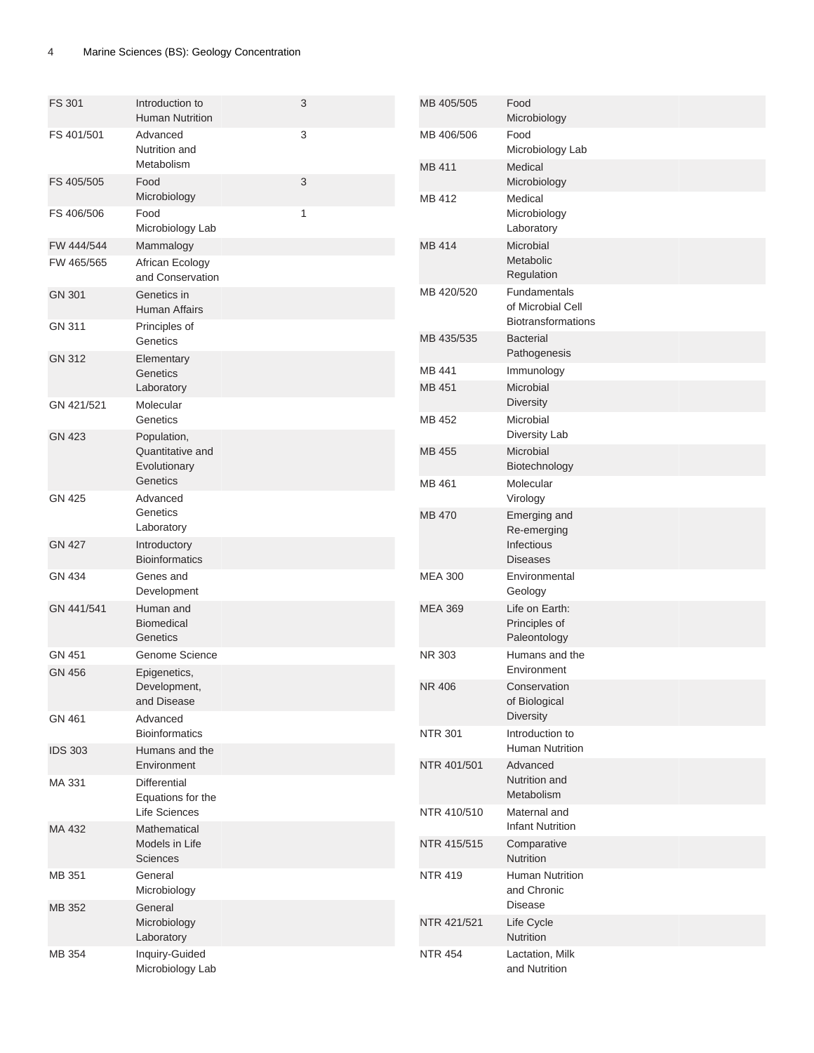| | | |
|---|---|---|
| FS 301 | Introduction to Human Nutrition | 3 |
| FS 401/501 | Advanced Nutrition and Metabolism | 3 |
| FS 405/505 | Food Microbiology | 3 |
| FS 406/506 | Food Microbiology Lab | 1 |
| FW 444/544 | Mammalogy | |
| FW 465/565 | African Ecology and Conservation | |
| GN 301 | Genetics in Human Affairs | |
| GN 311 | Principles of Genetics | |
| GN 312 | Elementary Genetics Laboratory | |
| GN 421/521 | Molecular Genetics | |
| GN 423 | Population, Quantitative and Evolutionary Genetics | |
| GN 425 | Advanced Genetics Laboratory | |
| GN 427 | Introductory Bioinformatics | |
| GN 434 | Genes and Development | |
| GN 441/541 | Human and Biomedical Genetics | |
| GN 451 | Genome Science | |
| GN 456 | Epigenetics, Development, and Disease | |
| GN 461 | Advanced Bioinformatics | |
| IDS 303 | Humans and the Environment | |
| MA 331 | Differential Equations for the Life Sciences | |
| MA 432 | Mathematical Models in Life Sciences | |
| MB 351 | General Microbiology | |
| MB 352 | General Microbiology Laboratory | |
| MB 354 | Inquiry-Guided Microbiology Lab | |
| MB 405/505 | Food Microbiology | |
| MB 406/506 | Food Microbiology Lab | |
| MB 411 | Medical Microbiology | |
| MB 412 | Medical Microbiology Laboratory | |
| MB 414 | Microbial Metabolic Regulation | |
| MB 420/520 | Fundamentals of Microbial Cell Biotransformations | |
| MB 435/535 | Bacterial Pathogenesis | |
| MB 441 | Immunology | |
| MB 451 | Microbial Diversity | |
| MB 452 | Microbial Diversity Lab | |
| MB 455 | Microbial Biotechnology | |
| MB 461 | Molecular Virology | |
| MB 470 | Emerging and Re-emerging Infectious Diseases | |
| MEA 300 | Environmental Geology | |
| MEA 369 | Life on Earth: Principles of Paleontology | |
| NR 303 | Humans and the Environment | |
| NR 406 | Conservation of Biological Diversity | |
| NTR 301 | Introduction to Human Nutrition | |
| NTR 401/501 | Advanced Nutrition and Metabolism | |
| NTR 410/510 | Maternal and Infant Nutrition | |
| NTR 415/515 | Comparative Nutrition | |
| NTR 419 | Human Nutrition and Chronic Disease | |
| NTR 421/521 | Life Cycle Nutrition | |
| NTR 454 | Lactation, Milk and Nutrition | |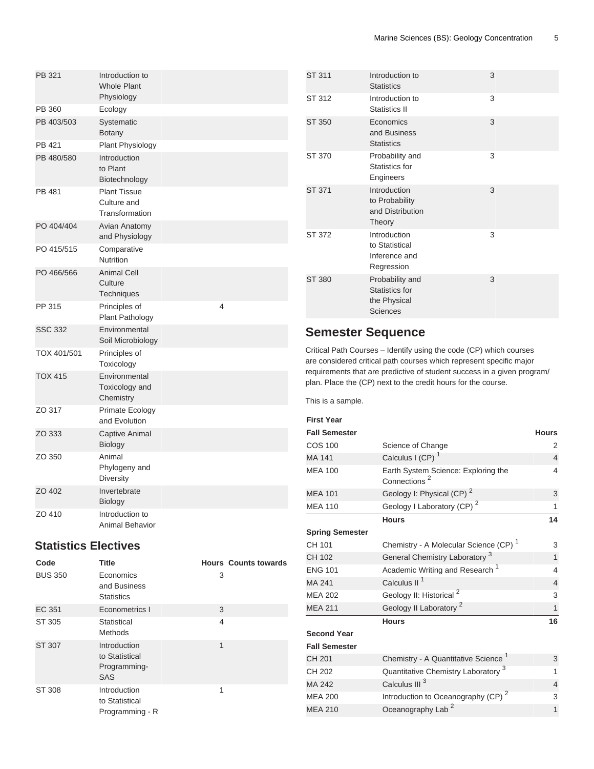| | | | |
|---|---|---|---|
| PB 321 | Introduction to Whole Plant Physiology | | |
| PB 360 | Ecology | | |
| PB 403/503 | Systematic Botany | | |
| PB 421 | Plant Physiology | | |
| PB 480/580 | Introduction to Plant Biotechnology | | |
| PB 481 | Plant Tissue Culture and Transformation | | |
| PO 404/404 | Avian Anatomy and Physiology | | |
| PO 415/515 | Comparative Nutrition | | |
| PO 466/566 | Animal Cell Culture Techniques | | |
| PP 315 | Principles of Plant Pathology | 4 | |
| SSC 332 | Environmental Soil Microbiology | | |
| TOX 401/501 | Principles of Toxicology | | |
| TOX 415 | Environmental Toxicology and Chemistry | | |
| ZO 317 | Primate Ecology and Evolution | | |
| ZO 333 | Captive Animal Biology | | |
| ZO 350 | Animal Phylogeny and Diversity | | |
| ZO 402 | Invertebrate Biology | | |
| ZO 410 | Introduction to Animal Behavior | | |

## Statistics Electives

| Code | Title | Hours | Counts towards |
|---|---|---|---|
| BUS 350 | Economics and Business Statistics | 3 | |
| EC 351 | Econometrics I | 3 | |
| ST 305 | Statistical Methods | 4 | |
| ST 307 | Introduction to Statistical Programming-SAS | 1 | |
| ST 308 | Introduction to Statistical Programming - R | 1 | |
| ST 311 | Introduction to Statistics | 3 | |
| ST 312 | Introduction to Statistics II | 3 | |
| ST 350 | Economics and Business Statistics | 3 | |
| ST 370 | Probability and Statistics for Engineers | 3 | |
| ST 371 | Introduction to Probability and Distribution Theory | 3 | |
| ST 372 | Introduction to Statistical Inference and Regression | 3 | |
| ST 380 | Probability and Statistics for the Physical Sciences | 3 | |

## Semester Sequence

Critical Path Courses – Identify using the code (CP) which courses are considered critical path courses which represent specific major requirements that are predictive of student success in a given program/plan. Place the (CP) next to the credit hours for the course.

This is a sample.

| First Year | | |
|---|---|---|
| **Fall Semester** | | **Hours** |
| COS 100 | Science of Change | 2 |
| MA 141 | Calculus I (CP) [1] | 4 |
| MEA 100 | Earth System Science: Exploring the Connections [2] | 4 |
| MEA 101 | Geology I: Physical (CP) [2] | 3 |
| MEA 110 | Geology I Laboratory (CP) [2] | 1 |
| | **Hours** | **14** |
| **Spring Semester** | | |
| CH 101 | Chemistry - A Molecular Science (CP) [1] | 3 |
| CH 102 | General Chemistry Laboratory [3] | 1 |
| ENG 101 | Academic Writing and Research [1] | 4 |
| MA 241 | Calculus II [1] | 4 |
| MEA 202 | Geology II: Historical [2] | 3 |
| MEA 211 | Geology II Laboratory [2] | 1 |
| | **Hours** | **16** |
| **Second Year** | | |
| **Fall Semester** | | |
| CH 201 | Chemistry - A Quantitative Science [1] | 3 |
| CH 202 | Quantitative Chemistry Laboratory [3] | 1 |
| MA 242 | Calculus III [3] | 4 |
| MEA 200 | Introduction to Oceanography (CP) [2] | 3 |
| MEA 210 | Oceanography Lab [2] | 1 |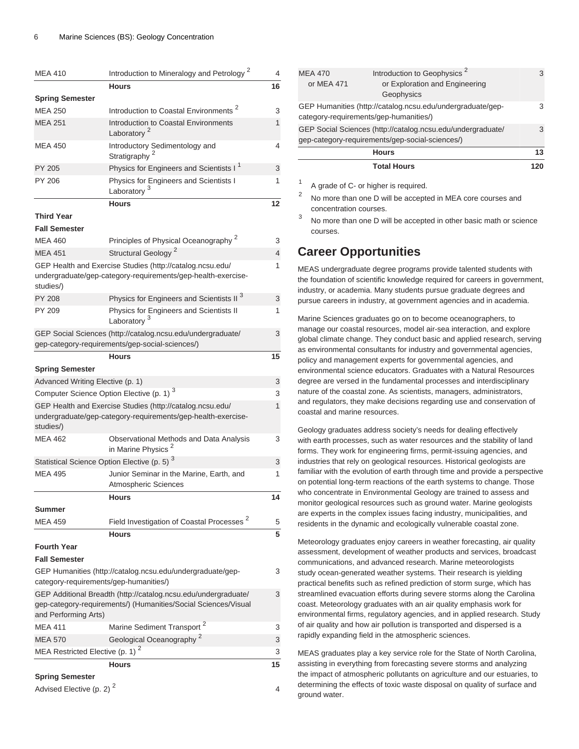| | | |
|---|---|---|
| MEA 410 | Introduction to Mineralogy and Petrology [2] | 4 |
| | **Hours** | **16** |
| **Spring Semester** | | |
| MEA 250 | Introduction to Coastal Environments [2] | 3 |
| MEA 251 | Introduction to Coastal Environments Laboratory [2] | 1 |
| MEA 450 | Introductory Sedimentology and Stratigraphy [2] | 4 |
| PY 205 | Physics for Engineers and Scientists I [1] | 3 |
| PY 206 | Physics for Engineers and Scientists I Laboratory [3] | 1 |
| | **Hours** | **12** |
| **Third Year** | | |
| **Fall Semester** | | |
| MEA 460 | Principles of Physical Oceanography [2] | 3 |
| MEA 451 | Structural Geology [2] | 4 |
| GEP Health and Exercise Studies (http://catalog.ncsu.edu/undergraduate/gep-category-requirements/gep-health-exercise-studies/) | | 1 |
| PY 208 | Physics for Engineers and Scientists II [3] | 3 |
| PY 209 | Physics for Engineers and Scientists II Laboratory [3] | 1 |
| GEP Social Sciences (http://catalog.ncsu.edu/undergraduate/gep-category-requirements/gep-social-sciences/) | | 3 |
| | **Hours** | **15** |
| **Spring Semester** | | |
| Advanced Writing Elective (p. 1) | | 3 |
| Computer Science Option Elective (p. 1) [3] | | 3 |
| GEP Health and Exercise Studies (http://catalog.ncsu.edu/undergraduate/gep-category-requirements/gep-health-exercise-studies/) | | 1 |
| MEA 462 | Observational Methods and Data Analysis in Marine Physics [2] | 3 |
| Statistical Science Option Elective (p. 5) [3] | | 3 |
| MEA 495 | Junior Seminar in the Marine, Earth, and Atmospheric Sciences | 1 |
| | **Hours** | **14** |
| **Summer** | | |
| MEA 459 | Field Investigation of Coastal Processes [2] | 5 |
| | **Hours** | **5** |
| **Fourth Year** | | |
| **Fall Semester** | | |
| GEP Humanities (http://catalog.ncsu.edu/undergraduate/gep-category-requirements/gep-humanities/) | | 3 |
| GEP Additional Breadth (http://catalog.ncsu.edu/undergraduate/gep-category-requirements/) (Humanities/Social Sciences/Visual and Performing Arts) | | 3 |
| MEA 411 | Marine Sediment Transport [2] | 3 |
| MEA 570 | Geological Oceanography [2] | 3 |
| MEA Restricted Elective (p. 1) [2] | | 3 |
| | **Hours** | **15** |
| **Spring Semester** | | |
| Advised Elective (p. 2) [2] | | 4 |
| MEA 470 or MEA 471 | Introduction to Geophysics [2] or Exploration and Engineering Geophysics | 3 |
| GEP Humanities (http://catalog.ncsu.edu/undergraduate/gep-category-requirements/gep-humanities/) | | 3 |
| GEP Social Sciences (http://catalog.ncsu.edu/undergraduate/gep-category-requirements/gep-social-sciences/) | | 3 |
| | **Hours** | **13** |
| | **Total Hours** | **120** |

1. A grade of C- or higher is required.
2. No more than one D will be accepted in MEA core courses and concentration courses.
3. No more than one D will be accepted in other basic math or science courses.

## Career Opportunities

MEAS undergraduate degree programs provide talented students with the foundation of scientific knowledge required for careers in government, industry, or academia. Many students pursue graduate degrees and pursue careers in industry, at government agencies and in academia.

Marine Sciences graduates go on to become oceanographers, to manage our coastal resources, model air-sea interaction, and explore global climate change. They conduct basic and applied research, serving as environmental consultants for industry and governmental agencies, policy and management experts for governmental agencies, and environmental science educators. Graduates with a Natural Resources degree are versed in the fundamental processes and interdisciplinary nature of the coastal zone. As scientists, managers, administrators, and regulators, they make decisions regarding use and conservation of coastal and marine resources.

Geology graduates address society's needs for dealing effectively with earth processes, such as water resources and the stability of land forms. They work for engineering firms, permit-issuing agencies, and industries that rely on geological resources. Historical geologists are familiar with the evolution of earth through time and provide a perspective on potential long-term reactions of the earth systems to change. Those who concentrate in Environmental Geology are trained to assess and monitor geological resources such as ground water. Marine geologists are experts in the complex issues facing industry, municipalities, and residents in the dynamic and ecologically vulnerable coastal zone.

Meteorology graduates enjoy careers in weather forecasting, air quality assessment, development of weather products and services, broadcast communications, and advanced research. Marine meteorologists study ocean-generated weather systems. Their research is yielding practical benefits such as refined prediction of storm surge, which has streamlined evacuation efforts during severe storms along the Carolina coast. Meteorology graduates with an air quality emphasis work for environmental firms, regulatory agencies, and in applied research. Study of air quality and how air pollution is transported and dispersed is a rapidly expanding field in the atmospheric sciences.

MEAS graduates play a key service role for the State of North Carolina, assisting in everything from forecasting severe storms and analyzing the impact of atmospheric pollutants on agriculture and our estuaries, to determining the effects of toxic waste disposal on quality of surface and ground water.